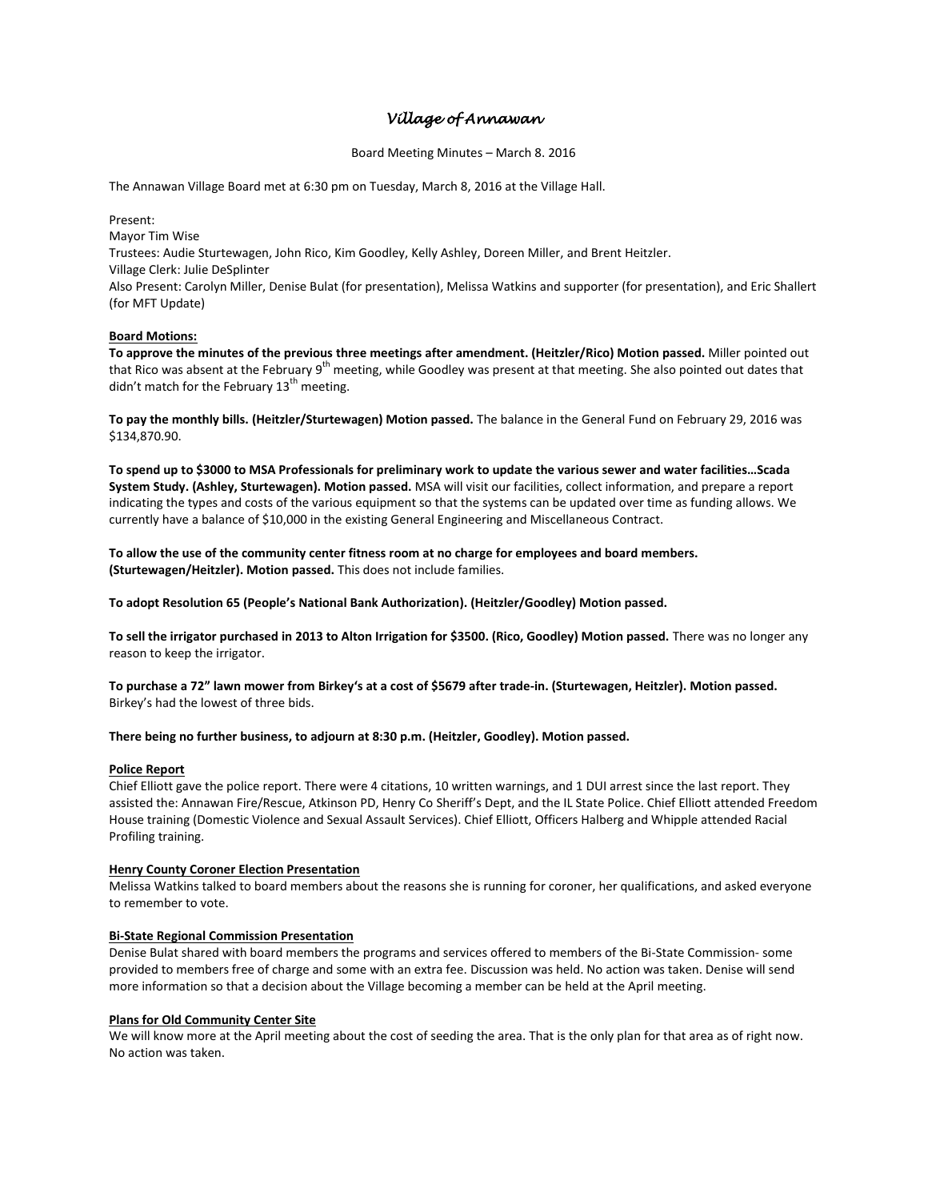# *Village of Annawan*

Board Meeting Minutes – March 8. 2016

The Annawan Village Board met at 6:30 pm on Tuesday, March 8, 2016 at the Village Hall.

Present:
Mayor Tim Wise
Trustees: Audie Sturtewagen, John Rico, Kim Goodley, Kelly Ashley, Doreen Miller, and Brent Heitzler.
Village Clerk: Julie DeSplinter
Also Present: Carolyn Miller, Denise Bulat (for presentation), Melissa Watkins and supporter (for presentation), and Eric Shallert (for MFT Update)

**Board Motions:**

**To approve the minutes of the previous three meetings after amendment. (Heitzler/Rico) Motion passed.** Miller pointed out that Rico was absent at the February 9th meeting, while Goodley was present at that meeting. She also pointed out dates that didn't match for the February 13th meeting.

**To pay the monthly bills. (Heitzler/Sturtewagen) Motion passed.** The balance in the General Fund on February 29, 2016 was $134,870.90.

**To spend up to $3000 to MSA Professionals for preliminary work to update the various sewer and water facilities…Scada System Study. (Ashley, Sturtewagen). Motion passed.** MSA will visit our facilities, collect information, and prepare a report indicating the types and costs of the various equipment so that the systems can be updated over time as funding allows. We currently have a balance of $10,000 in the existing General Engineering and Miscellaneous Contract.

**To allow the use of the community center fitness room at no charge for employees and board members. (Sturtewagen/Heitzler). Motion passed.** This does not include families.

**To adopt Resolution 65 (People's National Bank Authorization). (Heitzler/Goodley) Motion passed.**

**To sell the irrigator purchased in 2013 to Alton Irrigation for $3500. (Rico, Goodley) Motion passed.** There was no longer any reason to keep the irrigator.

**To purchase a 72" lawn mower from Birkey's at a cost of $5679 after trade-in. (Sturtewagen, Heitzler). Motion passed.** Birkey's had the lowest of three bids.

**There being no further business, to adjourn at 8:30 p.m. (Heitzler, Goodley). Motion passed.**

**Police Report**

Chief Elliott gave the police report. There were 4 citations, 10 written warnings, and 1 DUI arrest since the last report. They assisted the: Annawan Fire/Rescue, Atkinson PD, Henry Co Sheriff's Dept, and the IL State Police. Chief Elliott attended Freedom House training (Domestic Violence and Sexual Assault Services). Chief Elliott, Officers Halberg and Whipple attended Racial Profiling training.

**Henry County Coroner Election Presentation**

Melissa Watkins talked to board members about the reasons she is running for coroner, her qualifications, and asked everyone to remember to vote.

**Bi-State Regional Commission Presentation**

Denise Bulat shared with board members the programs and services offered to members of the Bi-State Commission- some provided to members free of charge and some with an extra fee. Discussion was held. No action was taken. Denise will send more information so that a decision about the Village becoming a member can be held at the April meeting.

**Plans for Old Community Center Site**

We will know more at the April meeting about the cost of seeding the area. That is the only plan for that area as of right now. No action was taken.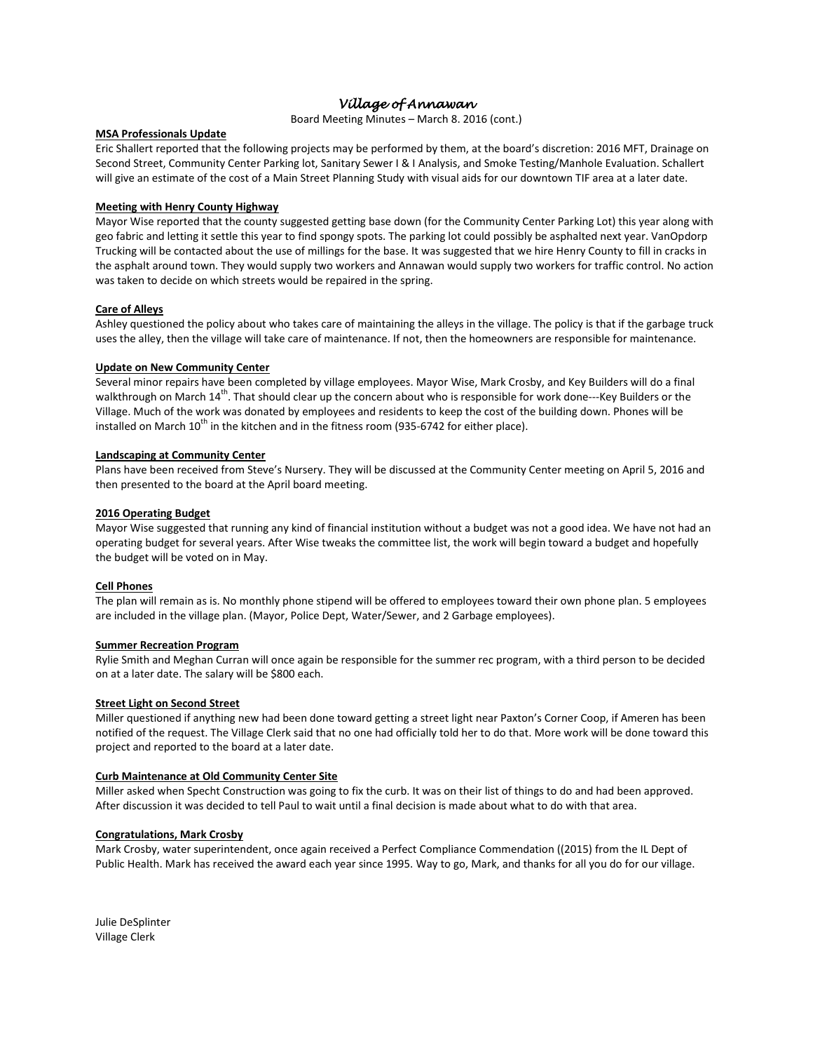# *Village of Annawan*

Board Meeting Minutes – March 8. 2016 (cont.)

**MSA Professionals Update**

Eric Shallert reported that the following projects may be performed by them, at the board's discretion: 2016 MFT, Drainage on Second Street, Community Center Parking lot, Sanitary Sewer I & I Analysis, and Smoke Testing/Manhole Evaluation. Schallert will give an estimate of the cost of a Main Street Planning Study with visual aids for our downtown TIF area at a later date.

**Meeting with Henry County Highway**

Mayor Wise reported that the county suggested getting base down (for the Community Center Parking Lot) this year along with geo fabric and letting it settle this year to find spongy spots. The parking lot could possibly be asphalted next year. VanOpdorp Trucking will be contacted about the use of millings for the base. It was suggested that we hire Henry County to fill in cracks in the asphalt around town. They would supply two workers and Annawan would supply two workers for traffic control. No action was taken to decide on which streets would be repaired in the spring.

**Care of Alleys**

Ashley questioned the policy about who takes care of maintaining the alleys in the village. The policy is that if the garbage truck uses the alley, then the village will take care of maintenance. If not, then the homeowners are responsible for maintenance.

**Update on New Community Center**

Several minor repairs have been completed by village employees. Mayor Wise, Mark Crosby, and Key Builders will do a final walkthrough on March 14th. That should clear up the concern about who is responsible for work done---Key Builders or the Village. Much of the work was donated by employees and residents to keep the cost of the building down. Phones will be installed on March 10th in the kitchen and in the fitness room (935-6742 for either place).

**Landscaping at Community Center**

Plans have been received from Steve's Nursery. They will be discussed at the Community Center meeting on April 5, 2016 and then presented to the board at the April board meeting.

**2016 Operating Budget**

Mayor Wise suggested that running any kind of financial institution without a budget was not a good idea. We have not had an operating budget for several years. After Wise tweaks the committee list, the work will begin toward a budget and hopefully the budget will be voted on in May.

**Cell Phones**

The plan will remain as is. No monthly phone stipend will be offered to employees toward their own phone plan. 5 employees are included in the village plan. (Mayor, Police Dept, Water/Sewer, and 2 Garbage employees).

**Summer Recreation Program**

Rylie Smith and Meghan Curran will once again be responsible for the summer rec program, with a third person to be decided on at a later date. The salary will be $800 each.

**Street Light on Second Street**

Miller questioned if anything new had been done toward getting a street light near Paxton's Corner Coop, if Ameren has been notified of the request. The Village Clerk said that no one had officially told her to do that. More work will be done toward this project and reported to the board at a later date.

**Curb Maintenance at Old Community Center Site**

Miller asked when Specht Construction was going to fix the curb. It was on their list of things to do and had been approved. After discussion it was decided to tell Paul to wait until a final decision is made about what to do with that area.

**Congratulations, Mark Crosby**

Mark Crosby, water superintendent, once again received a Perfect Compliance Commendation ((2015) from the IL Dept of Public Health. Mark has received the award each year since 1995. Way to go, Mark, and thanks for all you do for our village.

Julie DeSplinter
Village Clerk